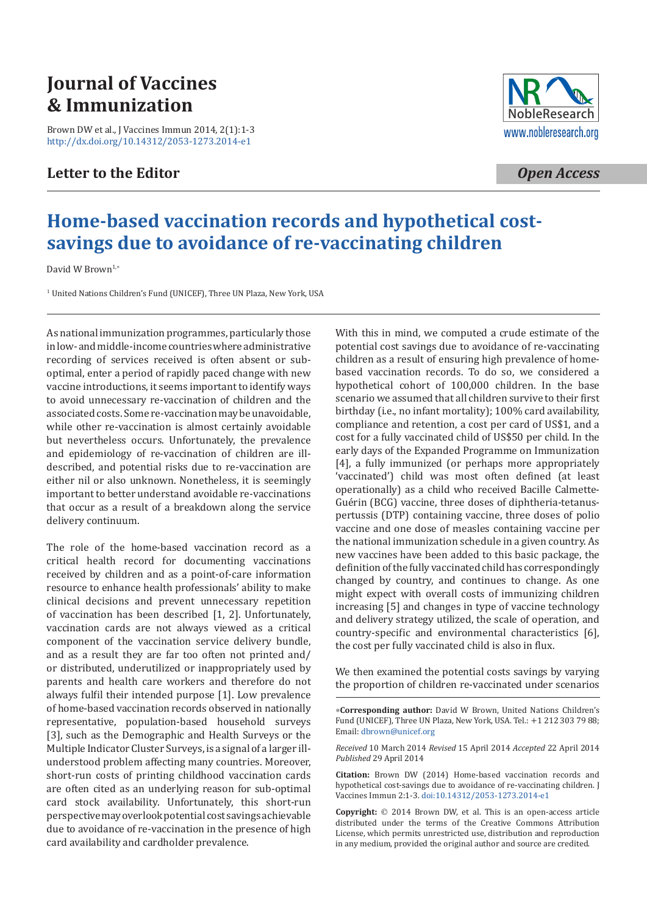# Journal of Vaccines & Immunization

Brown DW et al., J Vaccines Immun 2014, 2(1):1-3
http://dx.doi.org/10.14312/2053-1273.2014-e1

NobleResearch
www.nobleresearch.org

## Letter to the Editor

*Open Access*

# Home-based vaccination records and hypothetical cost-savings due to avoidance of re-vaccinating children

David W Brown[1,*]

[1] United Nations Children's Fund (UNICEF), Three UN Plaza, New York, USA

As national immunization programmes, particularly those in low- and middle-income countries where administrative recording of services received is often absent or sub-optimal, enter a period of rapidly paced change with new vaccine introductions, it seems important to identify ways to avoid unnecessary re-vaccination of children and the associated costs. Some re-vaccination may be unavoidable, while other re-vaccination is almost certainly avoidable but nevertheless occurs. Unfortunately, the prevalence and epidemiology of re-vaccination of children are ill-described, and potential risks due to re-vaccination are either nil or also unknown. Nonetheless, it is seemingly important to better understand avoidable re-vaccinations that occur as a result of a breakdown along the service delivery continuum.

The role of the home-based vaccination record as a critical health record for documenting vaccinations received by children and as a point-of-care information resource to enhance health professionals' ability to make clinical decisions and prevent unnecessary repetition of vaccination has been described [1, 2]. Unfortunately, vaccination cards are not always viewed as a critical component of the vaccination service delivery bundle, and as a result they are far too often not printed and/or distributed, underutilized or inappropriately used by parents and health care workers and therefore do not always fulfil their intended purpose [1]. Low prevalence of home-based vaccination records observed in nationally representative, population-based household surveys [3], such as the Demographic and Health Surveys or the Multiple Indicator Cluster Surveys, is a signal of a larger ill-understood problem affecting many countries. Moreover, short-run costs of printing childhood vaccination cards are often cited as an underlying reason for sub-optimal card stock availability. Unfortunately, this short-run perspective may overlook potential cost savings achievable due to avoidance of re-vaccination in the presence of high card availability and cardholder prevalence.

With this in mind, we computed a crude estimate of the potential cost savings due to avoidance of re-vaccinating children as a result of ensuring high prevalence of home-based vaccination records. To do so, we considered a hypothetical cohort of 100,000 children. In the base scenario we assumed that all children survive to their first birthday (i.e., no infant mortality); 100% card availability, compliance and retention, a cost per card of US$1, and a cost for a fully vaccinated child of US$50 per child. In the early days of the Expanded Programme on Immunization [4], a fully immunized (or perhaps more appropriately 'vaccinated') child was most often defined (at least operationally) as a child who received Bacille Calmette-Guérin (BCG) vaccine, three doses of diphtheria-tetanus-pertussis (DTP) containing vaccine, three doses of polio vaccine and one dose of measles containing vaccine per the national immunization schedule in a given country. As new vaccines have been added to this basic package, the definition of the fully vaccinated child has correspondingly changed by country, and continues to change. As one might expect with overall costs of immunizing children increasing [5] and changes in type of vaccine technology and delivery strategy utilized, the scale of operation, and country-specific and environmental characteristics [6], the cost per fully vaccinated child is also in flux.

We then examined the potential costs savings by varying the proportion of children re-vaccinated under scenarios

*Corresponding author: David W Brown, United Nations Children's Fund (UNICEF), Three UN Plaza, New York, USA. Tel.: +1 212 303 79 88; Email: dbrown@unicef.org

*Received* 10 March 2014 *Revised* 15 April 2014 *Accepted* 22 April 2014 *Published* 29 April 2014

**Citation:** Brown DW (2014) Home-based vaccination records and hypothetical cost-savings due to avoidance of re-vaccinating children. J Vaccines Immun 2:1-3. doi:10.14312/2053-1273.2014-e1

**Copyright:** © 2014 Brown DW, et al. This is an open-access article distributed under the terms of the Creative Commons Attribution License, which permits unrestricted use, distribution and reproduction in any medium, provided the original author and source are credited.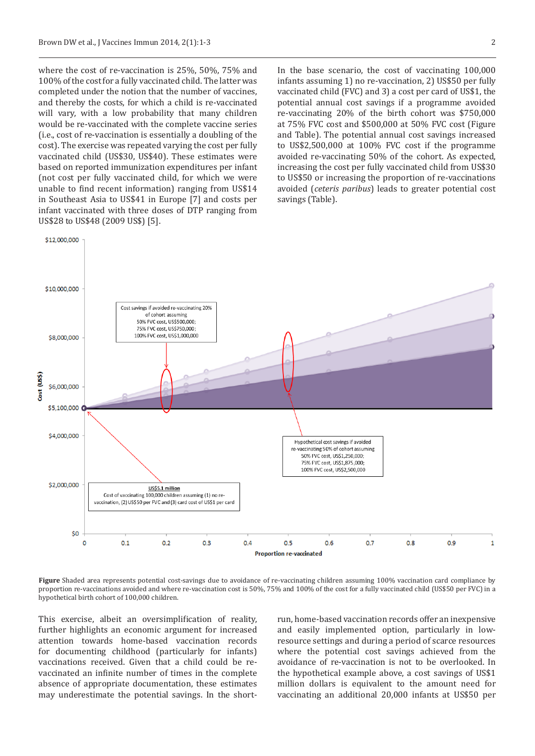where the cost of re-vaccination is 25%, 50%, 75% and 100% of the cost for a fully vaccinated child. The latter was completed under the notion that the number of vaccines, and thereby the costs, for which a child is re-vaccinated will vary, with a low probability that many children would be re-vaccinated with the complete vaccine series (i.e., cost of re-vaccination is essentially a doubling of the cost). The exercise was repeated varying the cost per fully vaccinated child (US$30, US$40). These estimates were based on reported immunization expenditures per infant (not cost per fully vaccinated child, for which we were unable to find recent information) ranging from US$14 in Southeast Asia to US$41 in Europe [7] and costs per infant vaccinated with three doses of DTP ranging from US$28 to US$48 (2009 US$) [5].

In the base scenario, the cost of vaccinating 100,000 infants assuming 1) no re-vaccination, 2) US$50 per fully vaccinated child (FVC) and 3) a cost per card of US$1, the potential annual cost savings if a programme avoided re-vaccinating 20% of the birth cohort was $750,000 at 75% FVC cost and $500,000 at 50% FVC cost (Figure and Table). The potential annual cost savings increased to US$2,500,000 at 100% FVC cost if the programme avoided re-vaccinating 50% of the cohort. As expected, increasing the cost per fully vaccinated child from US$30 to US$50 or increasing the proportion of re-vaccinations avoided (*ceteris paribus*) leads to greater potential cost savings (Table).

**Figure** Shaded area represents potential cost-savings due to avoidance of re-vaccinating children assuming 100% vaccination card compliance by proportion re-vaccinations avoided and where re-vaccination cost is 50%, 75% and 100% of the cost for a fully vaccinated child (US$50 per FVC) in a hypothetical birth cohort of 100,000 children.

This exercise, albeit an oversimplification of reality, further highlights an economic argument for increased attention towards home-based vaccination records for documenting childhood (particularly for infants) vaccinations received. Given that a child could be re-vaccinated an infinite number of times in the complete absence of appropriate documentation, these estimates may underestimate the potential savings. In the short-run, home-based vaccination records offer an inexpensive and easily implemented option, particularly in low-resource settings and during a period of scarce resources where the potential cost savings achieved from the avoidance of re-vaccination is not to be overlooked. In the hypothetical example above, a cost savings of US$1 million dollars is equivalent to the amount need for vaccinating an additional 20,000 infants at US$50 per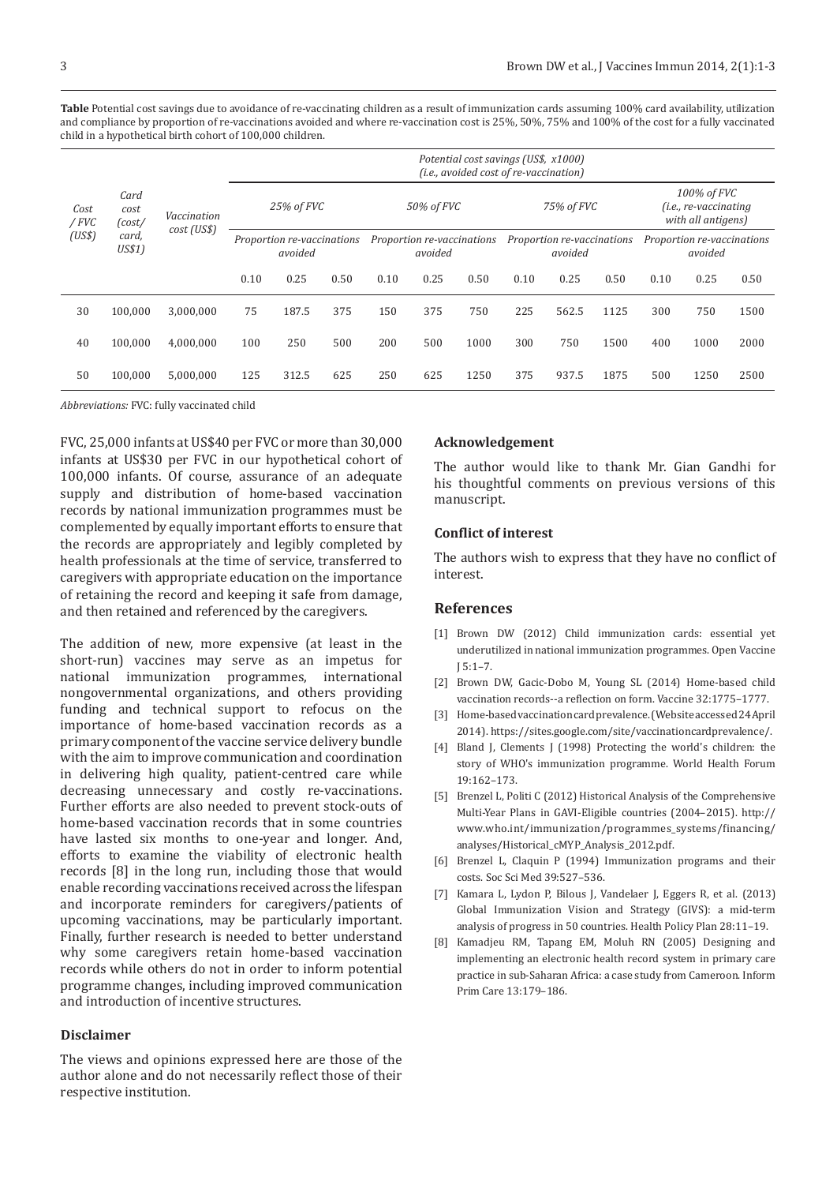**Table** Potential cost savings due to avoidance of re-vaccinating children as a result of immunization cards assuming 100% card availability, utilization and compliance by proportion of re-vaccinations avoided and where re-vaccination cost is 25%, 50%, 75% and 100% of the cost for a fully vaccinated child in a hypothetical birth cohort of 100,000 children.

| Cost / FVC (US$) | Card cost (cost/ card, US$1) | Vaccination cost (US$) | *Potential cost savings (US$, x1000) (i.e., avoided cost of re-vaccination)* | | | | | | | | | | | |
|---|---|---|---|---|---|---|---|---|---|---|---|---|---|---|
| | | | *25% of FVC* | | | *50% of FVC* | | | *75% of FVC* | | | *100% of FVC (i.e., re-vaccinating with all antigens)* | | |
| | | | *Proportion re-vaccinations avoided* | | | *Proportion re-vaccinations avoided* | | | *Proportion re-vaccinations avoided* | | | *Proportion re-vaccinations avoided* | | |
| | | | 0.10 | 0.25 | 0.50 | 0.10 | 0.25 | 0.50 | 0.10 | 0.25 | 0.50 | 0.10 | 0.25 | 0.50 |
| 30 | 100,000 | 3,000,000 | 75 | 187.5 | 375 | 150 | 375 | 750 | 225 | 562.5 | 1125 | 300 | 750 | 1500 |
| 40 | 100,000 | 4,000,000 | 100 | 250 | 500 | 200 | 500 | 1000 | 300 | 750 | 1500 | 400 | 1000 | 2000 |
| 50 | 100,000 | 5,000,000 | 125 | 312.5 | 625 | 250 | 625 | 1250 | 375 | 937.5 | 1875 | 500 | 1250 | 2500 |

*Abbreviations:* FVC: fully vaccinated child

FVC, 25,000 infants at US$40 per FVC or more than 30,000 infants at US$30 per FVC in our hypothetical cohort of 100,000 infants. Of course, assurance of an adequate supply and distribution of home-based vaccination records by national immunization programmes must be complemented by equally important efforts to ensure that the records are appropriately and legibly completed by health professionals at the time of service, transferred to caregivers with appropriate education on the importance of retaining the record and keeping it safe from damage, and then retained and referenced by the caregivers.

The addition of new, more expensive (at least in the short-run) vaccines may serve as an impetus for national immunization programmes, international nongovernmental organizations, and others providing funding and technical support to refocus on the importance of home-based vaccination records as a primary component of the vaccine service delivery bundle with the aim to improve communication and coordination in delivering high quality, patient-centred care while decreasing unnecessary and costly re-vaccinations. Further efforts are also needed to prevent stock-outs of home-based vaccination records that in some countries have lasted six months to one-year and longer. And, efforts to examine the viability of electronic health records [8] in the long run, including those that would enable recording vaccinations received across the lifespan and incorporate reminders for caregivers/patients of upcoming vaccinations, may be particularly important. Finally, further research is needed to better understand why some caregivers retain home-based vaccination records while others do not in order to inform potential programme changes, including improved communication and introduction of incentive structures.

### Disclaimer

The views and opinions expressed here are those of the author alone and do not necessarily reflect those of their respective institution.

### Acknowledgement

The author would like to thank Mr. Gian Gandhi for his thoughtful comments on previous versions of this manuscript.

### Conflict of interest

The authors wish to express that they have no conflict of interest.

## References

[1] Brown DW (2012) Child immunization cards: essential yet underutilized in national immunization programmes. Open Vaccine J 5:1–7.

[2] Brown DW, Gacic-Dobo M, Young SL (2014) Home-based child vaccination records--a reflection on form. Vaccine 32:1775–1777.

[3] Home-based vaccination card prevalence. (Website accessed 24 April 2014). https://sites.google.com/site/vaccinationcardprevalence/.

[4] Bland J, Clements J (1998) Protecting the world's children: the story of WHO's immunization programme. World Health Forum 19:162–173.

[5] Brenzel L, Politi C (2012) Historical Analysis of the Comprehensive Multi-Year Plans in GAVI-Eligible countries (2004–2015). http://www.who.int/immunization/programmes_systems/financing/analyses/Historical_cMYP_Analysis_2012.pdf.

[6] Brenzel L, Claquin P (1994) Immunization programs and their costs. Soc Sci Med 39:527–536.

[7] Kamara L, Lydon P, Bilous J, Vandelaer J, Eggers R, et al. (2013) Global Immunization Vision and Strategy (GIVS): a mid-term analysis of progress in 50 countries. Health Policy Plan 28:11–19.

[8] Kamadjeu RM, Tapang EM, Moluh RN (2005) Designing and implementing an electronic health record system in primary care practice in sub-Saharan Africa: a case study from Cameroon. Inform Prim Care 13:179–186.